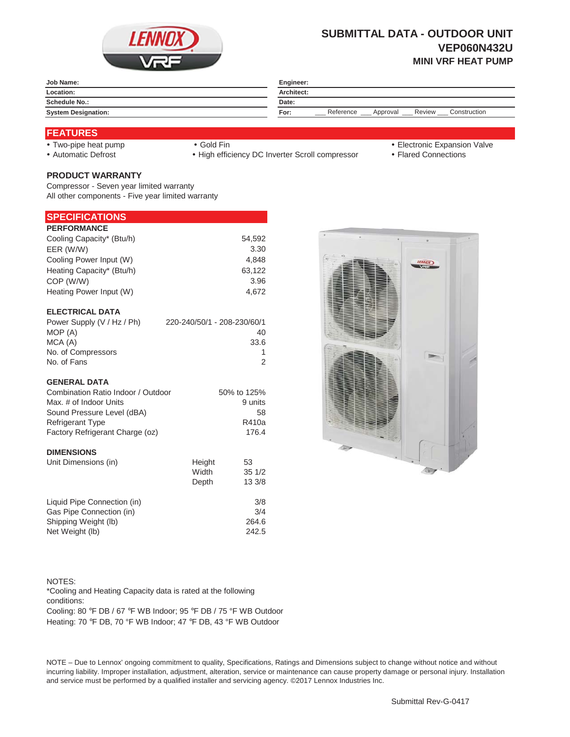# SUBMITTAL DATA - OUTDOOR UNIT
## VEP060N432U
### MINI VRF HEAT PUMP

| Job Name: | Engineer: |
|---|---|
| Location: | Architect: |
| Schedule No.: | Date: |
| System Designation: | For: ___ Reference ___ Approval ___ Review ___ Construction |

## FEATURES

- Two-pipe heat pump
- Automatic Defrost
- Gold Fin
- High efficiency DC Inverter Scroll compressor
- Electronic Expansion Valve
- Flared Connections

### PRODUCT WARRANTY

Compressor - Seven year limited warranty
All other components - Five year limited warranty

## SPECIFICATIONS

### PERFORMANCE

| | |
|---|---|
| Cooling Capacity* (Btu/h) | 54,592 |
| EER (W/W) | 3.30 |
| Cooling Power Input (W) | 4,848 |
| Heating Capacity* (Btu/h) | 63,122 |
| COP (W/W) | 3.96 |
| Heating Power Input (W) | 4,672 |

### ELECTRICAL DATA

| | |
|---|---|
| Power Supply (V / Hz / Ph) | 220-240/50/1 - 208-230/60/1 |
| MOP (A) | 40 |
| MCA (A) | 33.6 |
| No. of Compressors | 1 |
| No. of Fans | 2 |

### GENERAL DATA

| | |
|---|---|
| Combination Ratio Indoor / Outdoor | 50% to 125% |
| Max. # of Indoor Units | 9 units |
| Sound Pressure Level (dBA) | 58 |
| Refrigerant Type | R410a |
| Factory Refrigerant Charge (oz) | 176.4 |

### DIMENSIONS

| | | |
|---|---|---|
| Unit Dimensions (in) | Height | 53 |
| | Width | 35 1/2 |
| | Depth | 13 3/8 |

| | |
|---|---|
| Liquid Pipe Connection (in) | 3/8 |
| Gas Pipe Connection (in) | 3/4 |
| Shipping Weight (lb) | 264.6 |
| Net Weight (lb) | 242.5 |

NOTES:
*Cooling and Heating Capacity data is rated at the following conditions:
Cooling: 80 °F DB / 67 °F WB Indoor; 95 °F DB / 75 °F WB Outdoor
Heating: 70 °F DB, 70 °F WB Indoor; 47 °F DB, 43 °F WB Outdoor

NOTE – Due to Lennox' ongoing commitment to quality, Specifications, Ratings and Dimensions subject to change without notice and without incurring liability. Improper installation, adjustment, alteration, service or maintenance can cause property damage or personal injury. Installation and service must be performed by a qualified installer and servicing agency. ©2017 Lennox Industries Inc.

Submittal Rev-G-0417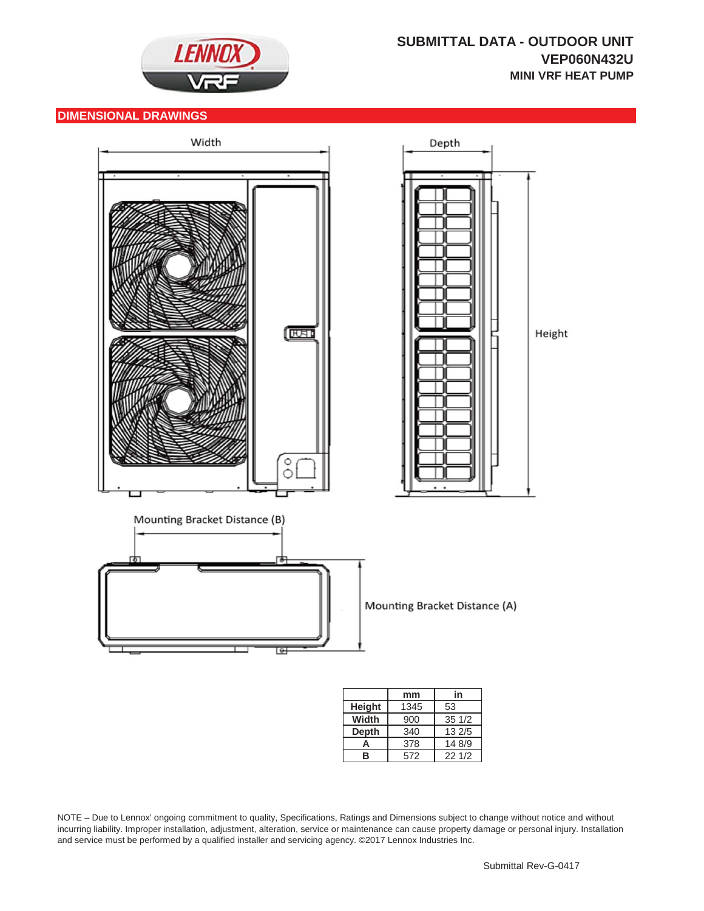# SUBMITTAL DATA - OUTDOOR UNIT

## VEP060N432U

### MINI VRF HEAT PUMP

## DIMENSIONAL DRAWINGS

Width

Depth

Height

Mounting Bracket Distance (B)

Mounting Bracket Distance (A)

| | mm | in |
|---|---|---|
| **Height** | 1345 | 53 |
| **Width** | 900 | 35 1/2 |
| **Depth** | 340 | 13 2/5 |
| **A** | 378 | 14 8/9 |
| **B** | 572 | 22 1/2 |

NOTE – Due to Lennox' ongoing commitment to quality, Specifications, Ratings and Dimensions subject to change without notice and without incurring liability. Improper installation, adjustment, alteration, service or maintenance can cause property damage or personal injury. Installation and service must be performed by a qualified installer and servicing agency. ©2017 Lennox Industries Inc.

Submittal Rev-G-0417